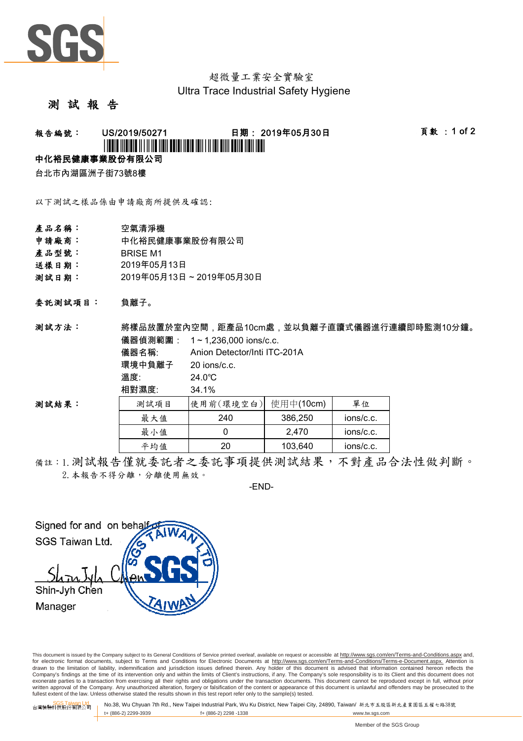超微量工業安全實驗室
Ultra Trace Industrial Safety Hygiene

# 測 試 報 告

**報告編號：** US/2019/50271 　　**日期：** 2019年05月30日

**中化裕民健康事業股份有限公司**

台北市內湖區洲子街73號8樓

以下測試之樣品係由申請廠商所提供及確認:

**產品名稱：** 空氣清淨機

**申請廠商：** 中化裕民健康事業股份有限公司

**產品型號：** BRISE M1

**送樣日期：** 2019年05月13日

**測試日期：** 2019年05月13日 ~ 2019年05月30日

**委託測試項目：** 負離子。

**測試方法：** 將樣品放置於室內空間，距產品10cm處，並以負離子直讀式儀器進行連續即時監測10分鐘。

儀器偵測範圍： 1 ~ 1,236,000 ions/c.c.
儀器名稱: Anion Detector/Inti ITC-201A
環境中負離子 20 ions/c.c.
溫度: 24.0℃
相對濕度: 34.1%

**測試結果：**

| 測試項目 | 使用前(環境空白) | 使用中(10cm) | 單位 |
|---|---|---|---|
| 最大值 | 240 | 386,250 | ions/c.c. |
| 最小值 | 0 | 2,470 | ions/c.c. |
| 平均值 | 20 | 103,640 | ions/c.c. |

備註：1. 測試報告僅就委託者之委託事項提供測試結果，不對產品合法性做判斷。
2. 本報告不得分離，分離使用無效。

-END-

Signed for and on behalf of
SGS Taiwan Ltd.

Shin-Jyh Chen
Manager

This document is issued by the Company subject to its General Conditions of Service printed overleaf, available on request or accessible at http://www.sgs.com/en/Terms-and-Conditions.aspx and, for electronic format documents, subject to Terms and Conditions for Electronic Documents at http://www.sgs.com/en/Terms-and-Conditions/Terms-e-Document.aspx. Attention is drawn to the limitation of liability, indemnification and jurisdiction issues defined therein. Any holder of this document is advised that information contained hereon reflects the Company's findings at the time of its intervention only and within the limits of Client's instructions, if any. The Company's sole responsibility is to its Client and this document does not exonerate parties to a transaction from exercising all their rights and obligations under the transaction documents. This document cannot be reproduced except in full, without prior written approval of the Company. Any unauthorized alteration, forgery or falsification of the content or appearance of this document is unlawful and offenders may be prosecuted to the fullest extent of the law. Unless otherwise stated the results shown in this test report refer only to the sample(s) tested.

台灣檢驗科技股份有限公司 No.38, Wu Chyuan 7th Rd., New Taipei Industrial Park, Wu Ku District, New Taipei City, 24890, Taiwan/ 新北市五股區新北產業園區五權七路38號
t+ (886-2) 2299-3939 f+ (886-2) 2298 -1338 www.tw.sgs.com

Member of the SGS Group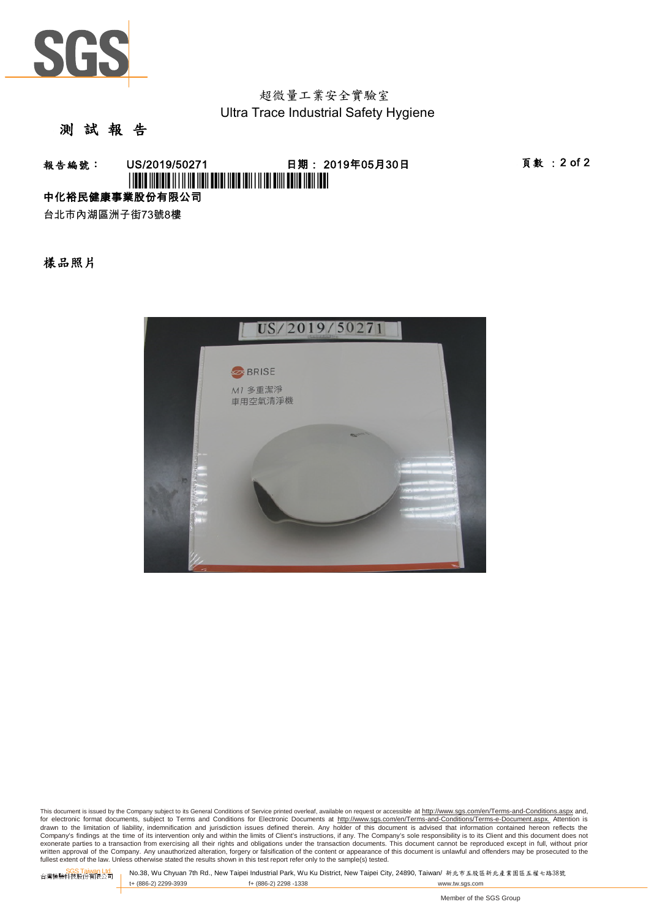超微量工業安全實驗室
Ultra Trace Industrial Safety Hygiene

# 測 試 報 告

**報告編號：** US/2019/50271　　**日期：** 2019年05月30日

**中化裕民健康事業股份有限公司**

台北市內湖區洲子街73號8樓

## 樣品照片

This document is issued by the Company subject to its General Conditions of Service printed overleaf, available on request or accessible at http://www.sgs.com/en/Terms-and-Conditions.aspx and, for electronic format documents, subject to Terms and Conditions for Electronic Documents at http://www.sgs.com/en/Terms-and-Conditions/Terms-e-Document.aspx. Attention is drawn to the limitation of liability, indemnification and jurisdiction issues defined therein. Any holder of this document is advised that information contained hereon reflects the Company's findings at the time of its intervention only and within the limits of Client's instructions, if any. The Company's sole responsibility is to its Client and this document does not exonerate parties to a transaction from exercising all their rights and obligations under the transaction documents. This document cannot be reproduced except in full, without prior written approval of the Company. Any unauthorized alteration, forgery or falsification of the content or appearance of this document is unlawful and offenders may be prosecuted to the fullest extent of the law. Unless otherwise stated the results shown in this test report refer only to the sample(s) tested.

SGS Taiwan Ltd. 台灣檢驗科技股份有限公司 No.38, Wu Chyuan 7th Rd., New Taipei Industrial Park, Wu Ku District, New Taipei City, 24890, Taiwan/ 新北市五股區新北產業園區五權七路38號
t+ (886-2) 2299-3939　f+ (886-2) 2298 -1338　www.tw.sgs.com

Member of the SGS Group